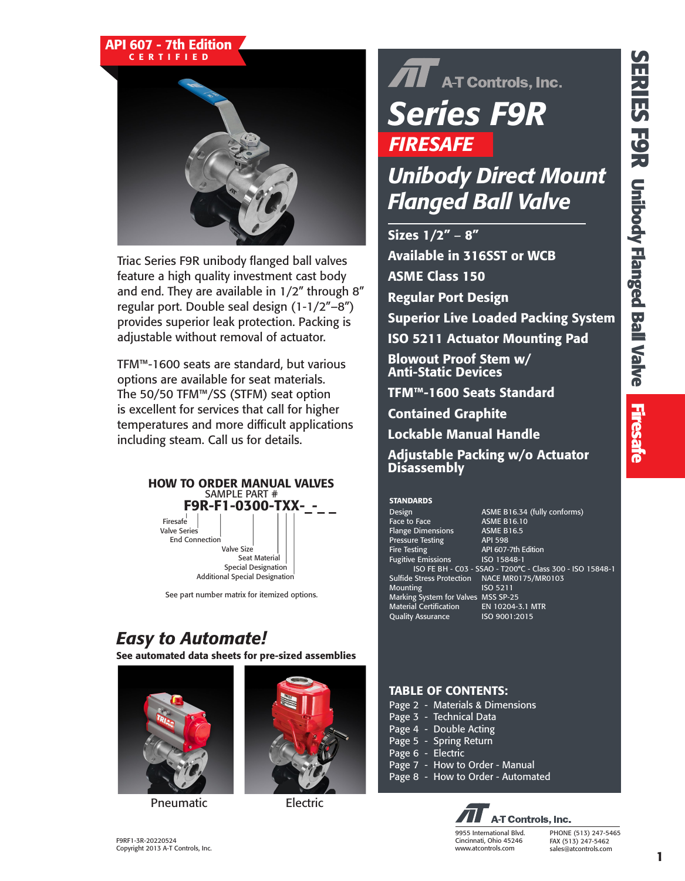**API 607 - 7th Edition**
**CERTIFIED**

A-T Controls, Inc.

# Series F9R

## FIRESAFE

## Unibody Direct Mount Flanged Ball Valve

- **Sizes 1/2" – 8"**
- **Available in 316SST or WCB**
- **ASME Class 150**
- **Regular Port Design**
- **Superior Live Loaded Packing System**
- **ISO 5211 Actuator Mounting Pad**
- **Blowout Proof Stem w/ Anti-Static Devices**
- **TFM™-1600 Seats Standard**
- **Contained Graphite**
- **Lockable Manual Handle**
- **Adjustable Packing w/o Actuator Disassembly**

Triac Series F9R unibody flanged ball valves feature a high quality investment cast body and end. They are available in 1/2" through 8" regular port. Double seal design (1-1/2"–8") provides superior leak protection. Packing is adjustable without removal of actuator.

TFM™-1600 seats are standard, but various options are available for seat materials. The 50/50 TFM™/SS (STFM) seat option is excellent for services that call for higher temperatures and more difficult applications including steam. Call us for details.

### STANDARDS

| | |
|---|---|
| Design | ASME B16.34 (fully conforms) |
| Face to Face | ASME B16.10 |
| Flange Dimensions | ASME B16.5 |
| Pressure Testing | API 598 |
| Fire Testing | API 607-7th Edition |
| Fugitive Emissions | ISO 15848-1 |
| | ISO FE BH - C03 - SSAO - T200°C - Class 300 - ISO 15848-1 |
| Sulfide Stress Protection | NACE MR0175/MR0103 |
| Mounting | ISO 5211 |
| Marking System for Valves | MSS SP-25 |
| Material Certification | EN 10204-3.1 MTR |
| Quality Assurance | ISO 9001:2015 |

### HOW TO ORDER MANUAL VALVES

SAMPLE PART #

**F9R-F1-0300-TXX-_-_ _**

- Firesafe Valve Series
- End Connection
- Valve Size
- Seat Material
- Special Designation
- Additional Special Designation

See part number matrix for itemized options.

## *Easy to Automate!*

**See automated data sheets for pre-sized assemblies**

Pneumatic

Electric

### TABLE OF CONTENTS:

- Page 2 - Materials & Dimensions
- Page 3 - Technical Data
- Page 4 - Double Acting
- Page 5 - Spring Return
- Page 6 - Electric
- Page 7 - How to Order - Manual
- Page 8 - How to Order - Automated

A-T Controls, Inc.
9955 International Blvd.
Cincinnati, Ohio 45246
www.atcontrols.com
PHONE (513) 247-5465
FAX (513) 247-5462
sales@atcontrols.com

F9RF1-3R-20220524
Copyright 2013 A-T Controls, Inc.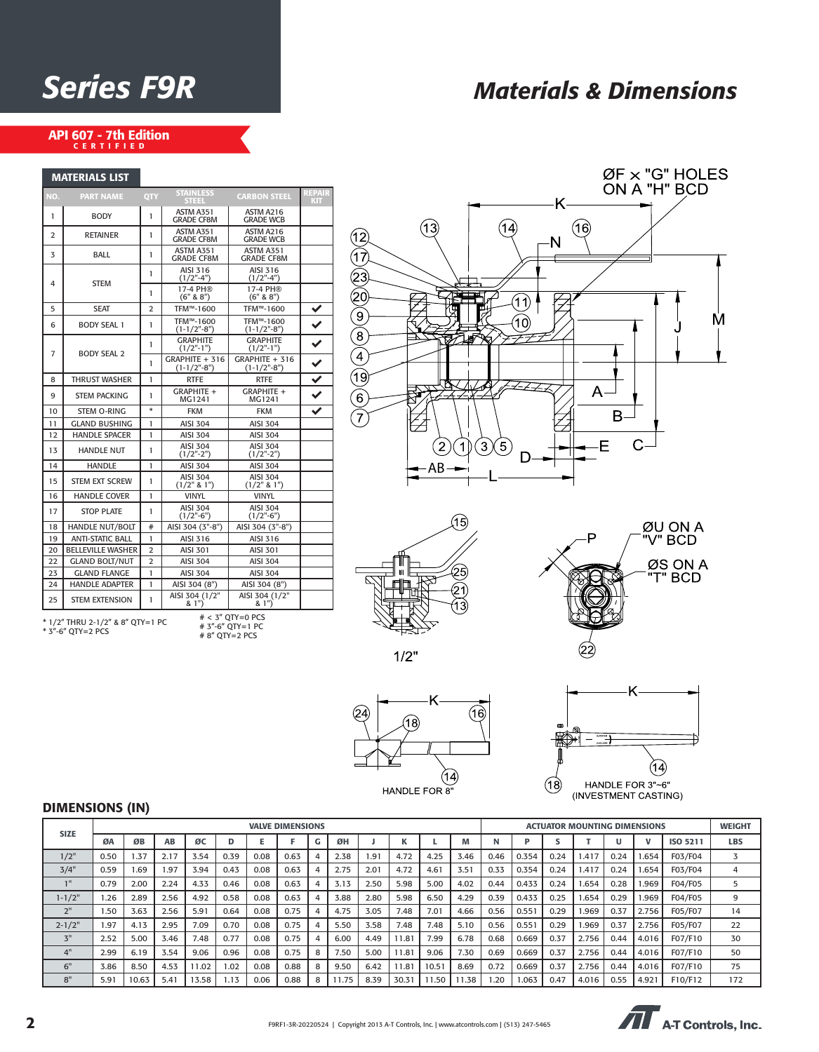# Series F9R

## Materials & Dimensions

**API 607 - 7th Edition CERTIFIED**

### MATERIALS LIST

| NO. | PART NAME | QTY | STAINLESS STEEL | CARBON STEEL | REPAIR KIT |
|---|---|---|---|---|---|
| 1 | BODY | 1 | ASTM A351 GRADE CF8M | ASTM A216 GRADE WCB | |
| 2 | RETAINER | 1 | ASTM A351 GRADE CF8M | ASTM A216 GRADE WCB | |
| 3 | BALL | 1 | ASTM A351 GRADE CF8M | ASTM A351 GRADE CF8M | |
| 4 | STEM | 1 | AISI 316 (1/2"-4") | AISI 316 (1/2"-4") | |
| | | 1 | 17-4 PH® (6" & 8") | 17-4 PH® (6" & 8") | |
| 5 | SEAT | 2 | TFM™-1600 | TFM™-1600 | ✔ |
| 6 | BODY SEAL 1 | 1 | TFM™-1600 (1-1/2"-8") | TFM™-1600 (1-1/2"-8") | ✔ |
| 7 | BODY SEAL 2 | 1 | GRAPHITE (1/2"-1") | GRAPHITE (1/2"-1") | ✔ |
| | | 1 | GRAPHITE + 316 (1-1/2"-8") | GRAPHITE + 316 (1-1/2"-8") | ✔ |
| 8 | THRUST WASHER | 1 | RTFE | RTFE | ✔ |
| 9 | STEM PACKING | 1 | GRAPHITE + MG1241 | GRAPHITE + MG1241 | ✔ |
| 10 | STEM O-RING | * | FKM | FKM | ✔ |
| 11 | GLAND BUSHING | 1 | AISI 304 | AISI 304 | |
| 12 | HANDLE SPACER | 1 | AISI 304 | AISI 304 | |
| 13 | HANDLE NUT | 1 | AISI 304 (1/2"-2") | AISI 304 (1/2"-2") | |
| 14 | HANDLE | 1 | AISI 304 | AISI 304 | |
| 15 | STEM EXT SCREW | 1 | AISI 304 (1/2" & 1") | AISI 304 (1/2" & 1") | |
| 16 | HANDLE COVER | 1 | VINYL | VINYL | |
| 17 | STOP PLATE | 1 | AISI 304 (1/2"-6") | AISI 304 (1/2"-6") | |
| 18 | HANDLE NUT/BOLT | # | AISI 304 (3"-8") | AISI 304 (3"-8") | |
| 19 | ANTI-STATIC BALL | 1 | AISI 316 | AISI 316 | |
| 20 | BELLEVILLE WASHER | 2 | AISI 301 | AISI 301 | |
| 22 | GLAND BOLT/NUT | 2 | AISI 304 | AISI 304 | |
| 23 | GLAND FLANGE | 1 | AISI 304 | AISI 304 | |
| 24 | HANDLE ADAPTER | 1 | AISI 304 (8") | AISI 304 (8") | |
| 25 | STEM EXTENSION | 1 | AISI 304 (1/2" & 1") | AISI 304 (1/2" & 1") | |

\* 1/2" THRU 2-1/2" & 8" QTY=1 PC
\* 3"-6" QTY=2 PCS

\# < 3" QTY=0 PCS
\# 3"-6" QTY=1 PC
\# 8" QTY=2 PCS

ØF × "G" HOLES ON A "H" BCD

ØU ON A "V" BCD

ØS ON A "T" BCD

1/2"

HANDLE FOR 8"

HANDLE FOR 3"~6" (INVESTMENT CASTING)

### DIMENSIONS (IN)

| SIZE | VALVE DIMENSIONS | | | | | | | | | | | | | ACTUATOR MOUNTING DIMENSIONS | | | | | | | WEIGHT |
|---|---|---|---|---|---|---|---|---|---|---|---|---|---|---|---|---|---|---|---|---|---|
| | ØA | ØB | AB | ØC | D | E | F | G | ØH | J | K | L | M | N | P | S | T | U | V | ISO 5211 | LBS |
| 1/2" | 0.50 | 1.37 | 2.17 | 3.54 | 0.39 | 0.08 | 0.63 | 4 | 2.38 | 1.91 | 4.72 | 4.25 | 3.46 | 0.46 | 0.354 | 0.24 | 1.417 | 0.24 | 1.654 | F03/F04 | 3 |
| 3/4" | 0.59 | 1.69 | 1.97 | 3.94 | 0.43 | 0.08 | 0.63 | 4 | 2.75 | 2.01 | 4.72 | 4.61 | 3.51 | 0.33 | 0.354 | 0.24 | 1.417 | 0.24 | 1.654 | F03/F04 | 4 |
| 1" | 0.79 | 2.00 | 2.24 | 4.33 | 0.46 | 0.08 | 0.63 | 4 | 3.13 | 2.50 | 5.98 | 5.00 | 4.02 | 0.44 | 0.433 | 0.24 | 1.654 | 0.28 | 1.969 | F04/F05 | 5 |
| 1-1/2" | 1.26 | 2.89 | 2.56 | 4.92 | 0.58 | 0.08 | 0.63 | 4 | 3.88 | 2.80 | 5.98 | 6.50 | 4.29 | 0.39 | 0.433 | 0.25 | 1.654 | 0.29 | 1.969 | F04/F05 | 9 |
| 2" | 1.50 | 3.63 | 2.56 | 5.91 | 0.64 | 0.08 | 0.75 | 4 | 4.75 | 3.05 | 7.48 | 7.01 | 4.66 | 0.56 | 0.551 | 0.29 | 1.969 | 0.37 | 2.756 | F05/F07 | 14 |
| 2-1/2" | 1.97 | 4.13 | 2.95 | 7.09 | 0.70 | 0.08 | 0.75 | 4 | 5.50 | 3.58 | 7.48 | 7.48 | 5.10 | 0.56 | 0.551 | 0.29 | 1.969 | 0.37 | 2.756 | F05/F07 | 22 |
| 3" | 2.52 | 5.00 | 3.46 | 7.48 | 0.77 | 0.08 | 0.75 | 4 | 6.00 | 4.49 | 11.81 | 7.99 | 6.78 | 0.68 | 0.669 | 0.37 | 2.756 | 0.44 | 4.016 | F07/F10 | 30 |
| 4" | 2.99 | 6.19 | 3.54 | 9.06 | 0.96 | 0.08 | 0.75 | 8 | 7.50 | 5.00 | 11.81 | 9.06 | 7.30 | 0.69 | 0.669 | 0.37 | 2.756 | 0.44 | 4.016 | F07/F10 | 50 |
| 6" | 3.86 | 8.50 | 4.53 | 11.02 | 1.02 | 0.08 | 0.88 | 8 | 9.50 | 6.42 | 11.81 | 10.51 | 8.69 | 0.72 | 0.669 | 0.37 | 2.756 | 0.44 | 4.016 | F07/F10 | 75 |
| 8" | 5.91 | 10.63 | 5.41 | 13.58 | 1.13 | 0.06 | 0.88 | 8 | 11.75 | 8.39 | 30.31 | 11.50 | 11.38 | 1.20 | 1.063 | 0.47 | 4.016 | 0.55 | 4.921 | F10/F12 | 172 |

F9RF1-3R-20220524 | Copyright 2013 A-T Controls, Inc. | www.atcontrols.com | (513) 247-5465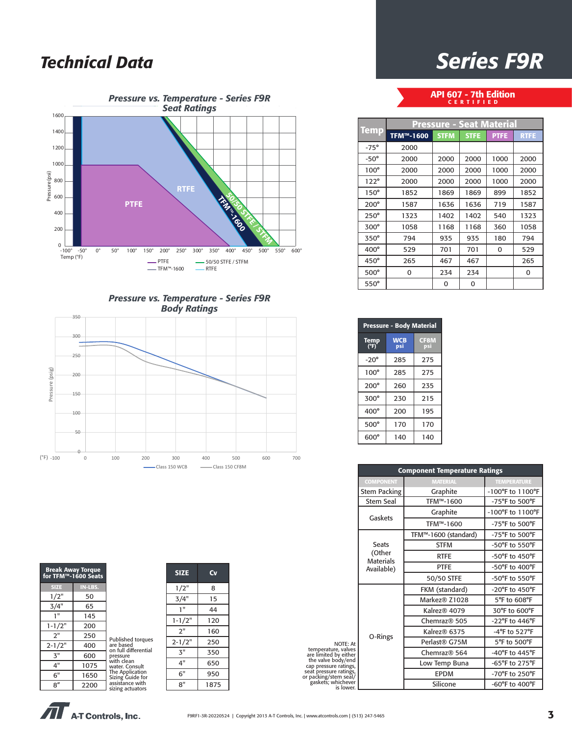# Technical Data

# Series F9R

**API 607 - 7th Edition CERTIFIED**

## Pressure vs. Temperature - Series F9R Seat Ratings

Pressure (psi) vs. Temp (°F)

Legend: PTFE, TFM™-1600, 50/50 STFE / STFM, RTFE

| Temp | Pressure - Seat Material | | | | |
|---|---|---|---|---|---|
| | TFM™-1600 | STFM | STFE | PTFE | RTFE |
| -75° | 2000 | | | | |
| -50° | 2000 | 2000 | 2000 | 1000 | 2000 |
| 100° | 2000 | 2000 | 2000 | 1000 | 2000 |
| 122° | 2000 | 2000 | 2000 | 1000 | 2000 |
| 150° | 1852 | 1869 | 1869 | 899 | 1852 |
| 200° | 1587 | 1636 | 1636 | 719 | 1587 |
| 250° | 1323 | 1402 | 1402 | 540 | 1323 |
| 300° | 1058 | 1168 | 1168 | 360 | 1058 |
| 350° | 794 | 935 | 935 | 180 | 794 |
| 400° | 529 | 701 | 701 | 0 | 529 |
| 450° | 265 | 467 | 467 | | 265 |
| 500° | 0 | 234 | 234 | | 0 |
| 550° | | 0 | 0 | | |

## Pressure vs. Temperature - Series F9R Body Ratings

Pressure (psig) vs. (°F)

Legend: Class 150 WCB, Class 150 CF8M

| Temp (°F) | Pressure - Body Material WCB psi | CF8M psi |
|---|---|---|
| -20° | 285 | 275 |
| 100° | 285 | 275 |
| 200° | 260 | 235 |
| 300° | 230 | 215 |
| 400° | 200 | 195 |
| 500° | 170 | 170 |
| 600° | 140 | 140 |

## Component Temperature Ratings

| COMPONENT | MATERIAL | TEMPERATURE |
|---|---|---|
| Stem Packing | Graphite | -100°F to 1100°F |
| Stem Seal | TFM™-1600 | -75°F to 500°F |
| Gaskets | Graphite | -100°F to 1100°F |
| | TFM™-1600 | -75°F to 500°F |
| Seats (Other Materials Available) | TFM™-1600 (standard) | -75°F to 500°F |
| | STFM | -50°F to 550°F |
| | RTFE | -50°F to 450°F |
| | PTFE | -50°F to 400°F |
| | 50/50 STFE | -50°F to 550°F |
| O-Rings | FKM (standard) | -20°F to 450°F |
| | Markez® Z1028 | 5°F to 608°F |
| | Kalrez® 4079 | 30°F to 600°F |
| | Chemraz® 505 | -22°F to 446°F |
| | Kalrez® 6375 | -4°F to 527°F |
| | Perlast® G75M | 5°F to 500°F |
| | Chemraz® 564 | -40°F to 445°F |
| | Low Temp Buna | -65°F to 275°F |
| | EPDM | -70°F to 250°F |
| | Silicone | -60°F to 400°F |

NOTE: At temperature, valves are limited by either the valve body/end cap pressure ratings, seat pressure ratings, or packing/stem seal/gaskets; whichever is lower.

| Break Away Torque for TFM™-1600 Seats SIZE | IN-LBS. |
|---|---|
| 1/2" | 50 |
| 3/4" | 65 |
| 1" | 145 |
| 1-1/2" | 200 |
| 2" | 250 |
| 2-1/2" | 400 |
| 3" | 600 |
| 4" | 1075 |
| 6" | 1650 |
| 8" | 2200 |

Published torques are based on full differential pressure with clean water. Consult The Application Sizing Guide for assistance with sizing actuators

| SIZE | Cv |
|---|---|
| 1/2" | 8 |
| 3/4" | 15 |
| 1" | 44 |
| 1-1/2" | 120 |
| 2" | 160 |
| 2-1/2" | 250 |
| 3" | 350 |
| 4" | 650 |
| 6" | 950 |
| 8" | 1875 |

A-T Controls, Inc.

F9RF1-3R-20220524 | Copyright 2013 A-T Controls, Inc. | www.atcontrols.com | (513) 247-5465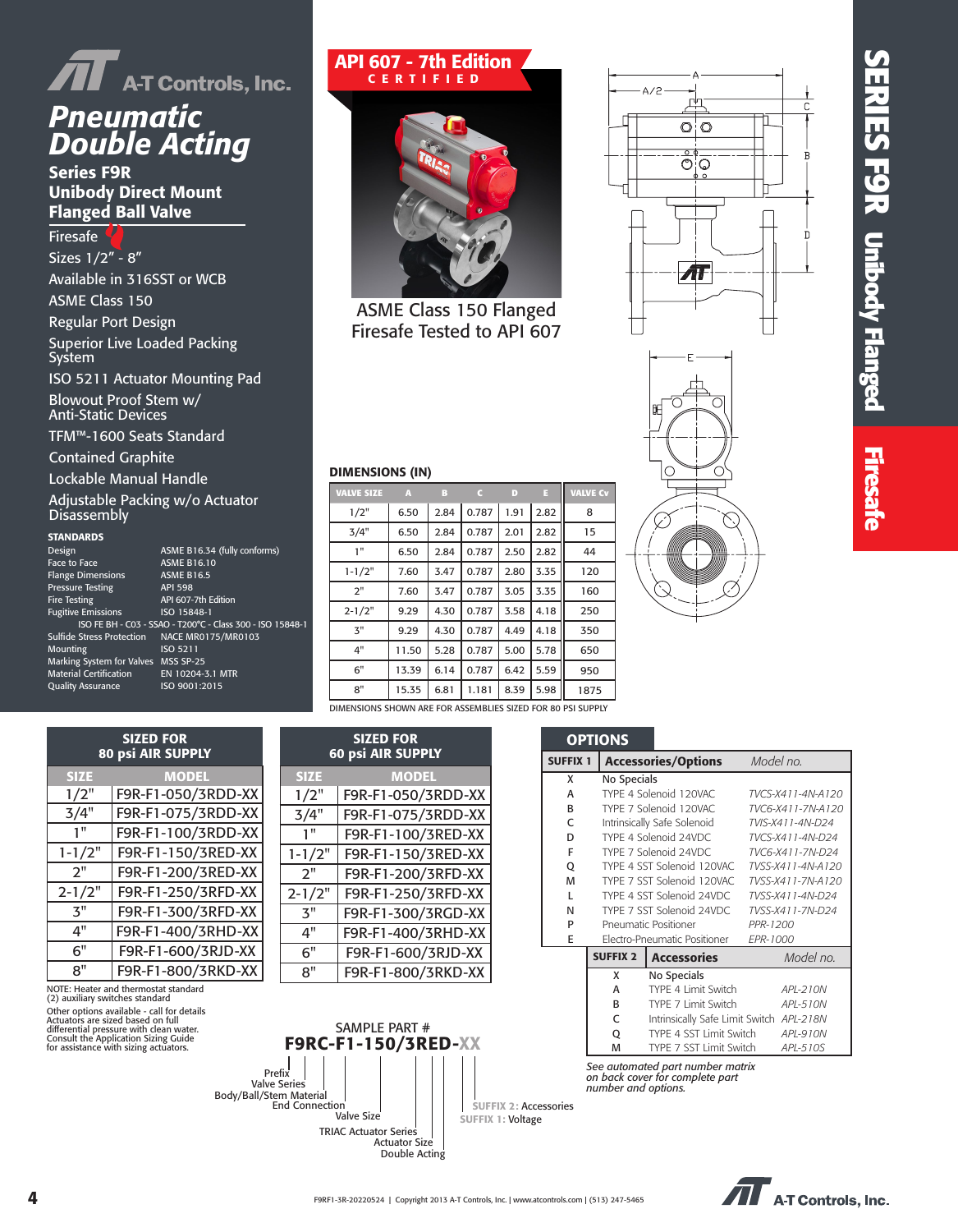# A-T Controls, Inc.

## Pneumatic Double Acting

### Series F9R Unibody Direct Mount Flanged Ball Valve

- Firesafe
- Sizes 1/2" - 8"
- Available in 316SST or WCB
- ASME Class 150
- Regular Port Design
- Superior Live Loaded Packing System
- ISO 5211 Actuator Mounting Pad
- Blowout Proof Stem w/ Anti-Static Devices
- TFM™-1600 Seats Standard
- Contained Graphite
- Lockable Manual Handle
- Adjustable Packing w/o Actuator Disassembly

#### STANDARDS

| | |
|---|---|
| Design | ASME B16.34 (fully conforms) |
| Face to Face | ASME B16.10 |
| Flange Dimensions | ASME B16.5 |
| Pressure Testing | API 598 |
| Fire Testing | API 607-7th Edition |
| Fugitive Emissions | ISO 15848-1 |
| | ISO FE BH - C03 - SSAO - T200°C - Class 300 - ISO 15848-1 |
| Sulfide Stress Protection | NACE MR0175/MR0103 |
| Mounting | ISO 5211 |
| Marking System for Valves | MSS SP-25 |
| Material Certification | EN 10204-3.1 MTR |
| Quality Assurance | ISO 9001:2015 |

**API 607 - 7th Edition CERTIFIED**

ASME Class 150 Flanged Firesafe Tested to API 607

**SERIES F9R Unibody Flanged — Firesafe**

### DIMENSIONS (IN)

| VALVE SIZE | A | B | C | D | E | VALVE Cv |
|---|---|---|---|---|---|---|
| 1/2" | 6.50 | 2.84 | 0.787 | 1.91 | 2.82 | 8 |
| 3/4" | 6.50 | 2.84 | 0.787 | 2.01 | 2.82 | 15 |
| 1" | 6.50 | 2.84 | 0.787 | 2.50 | 2.82 | 44 |
| 1-1/2" | 7.60 | 3.47 | 0.787 | 2.80 | 3.35 | 120 |
| 2" | 7.60 | 3.47 | 0.787 | 3.05 | 3.35 | 160 |
| 2-1/2" | 9.29 | 4.30 | 0.787 | 3.58 | 4.18 | 250 |
| 3" | 9.29 | 4.30 | 0.787 | 4.49 | 4.18 | 350 |
| 4" | 11.50 | 5.28 | 0.787 | 5.00 | 5.78 | 650 |
| 6" | 13.39 | 6.14 | 0.787 | 6.42 | 5.59 | 950 |
| 8" | 15.35 | 6.81 | 1.181 | 8.39 | 5.98 | 1875 |

DIMENSIONS SHOWN ARE FOR ASSEMBLIES SIZED FOR 80 PSI SUPPLY

### SIZED FOR 80 psi AIR SUPPLY

| SIZE | MODEL |
|---|---|
| 1/2" | F9R-F1-050/3RDD-XX |
| 3/4" | F9R-F1-075/3RDD-XX |
| 1" | F9R-F1-100/3RDD-XX |
| 1-1/2" | F9R-F1-150/3RED-XX |
| 2" | F9R-F1-200/3RED-XX |
| 2-1/2" | F9R-F1-250/3RFD-XX |
| 3" | F9R-F1-300/3RFD-XX |
| 4" | F9R-F1-400/3RHD-XX |
| 6" | F9R-F1-600/3RJD-XX |
| 8" | F9R-F1-800/3RKD-XX |

### SIZED FOR 60 psi AIR SUPPLY

| SIZE | MODEL |
|---|---|
| 1/2" | F9R-F1-050/3RDD-XX |
| 3/4" | F9R-F1-075/3RDD-XX |
| 1" | F9R-F1-100/3RDD-XX |
| 1-1/2" | F9R-F1-150/3RED-XX |
| 2" | F9R-F1-200/3RFD-XX |
| 2-1/2" | F9R-F1-250/3RFD-XX |
| 3" | F9R-F1-300/3RGD-XX |
| 4" | F9R-F1-400/3RHD-XX |
| 6" | F9R-F1-600/3RJD-XX |
| 8" | F9R-F1-800/3RKD-XX |

NOTE: Heater and thermostat standard (2) auxiliary switches standard

Other options available - call for details

Actuators are sized based on full differential pressure with clean water. Consult the Application Sizing Guide for assistance with sizing actuators.

### SAMPLE PART #

**F9RC-F1-150/3RED-XX**

- Prefix
- Valve Series
- Body/Ball/Stem Material
- End Connection
- Valve Size
- TRIAC Actuator Series
- Actuator Size
- Double Acting
- SUFFIX 1: Voltage
- SUFFIX 2: Accessories

### OPTIONS

| SUFFIX 1 | Accessories/Options | Model no. |
|---|---|---|
| X | No Specials | |
| A | TYPE 4 Solenoid 120VAC | TVCS-X411-4N-A120 |
| B | TYPE 7 Solenoid 120VAC | TVC6-X411-7N-A120 |
| C | Intrinsically Safe Solenoid | TVIS-X411-4N-D24 |
| D | TYPE 4 Solenoid 24VDC | TVCS-X411-4N-D24 |
| F | TYPE 7 Solenoid 24VDC | TVC6-X411-7N-D24 |
| Q | TYPE 4 SST Solenoid 120VAC | TVSS-X411-4N-A120 |
| M | TYPE 7 SST Solenoid 120VAC | TVSS-X411-7N-A120 |
| L | TYPE 4 SST Solenoid 24VDC | TVSS-X411-4N-D24 |
| N | TYPE 7 SST Solenoid 24VDC | TVSS-X411-7N-D24 |
| P | Pneumatic Positioner | PPR-1200 |
| E | Electro-Pneumatic Positioner | EPR-1000 |

| SUFFIX 2 | Accessories | Model no. |
|---|---|---|
| X | No Specials | |
| A | TYPE 4 Limit Switch | APL-210N |
| B | TYPE 7 Limit Switch | APL-510N |
| C | Intrinsically Safe Limit Switch | APL-218N |
| Q | TYPE 4 SST Limit Switch | APL-910N |
| M | TYPE 7 SST Limit Switch | APL-510S |

*See automated part number matrix on back cover for complete part number and options.*

F9RF1-3R-20220524 | Copyright 2013 A-T Controls, Inc. | www.atcontrols.com | (513) 247-5465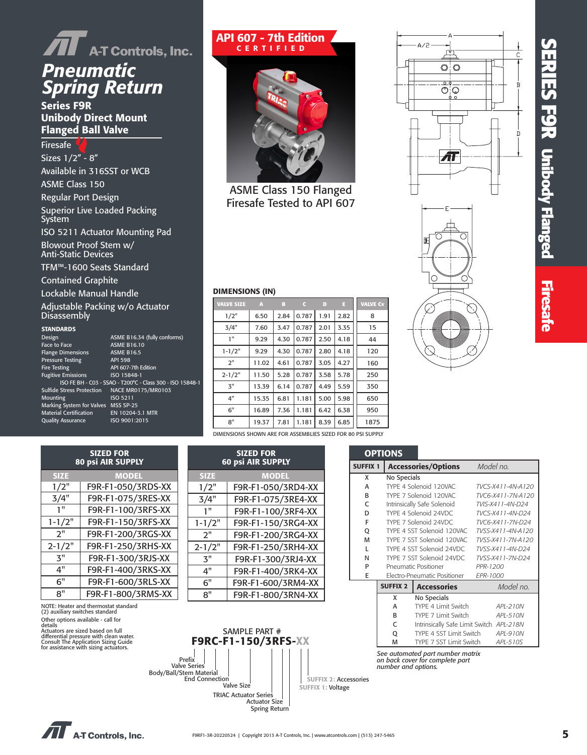# A-T Controls, Inc.

# Pneumatic Spring Return

## Series F9R
## Unibody Direct Mount Flanged Ball Valve

- Firesafe
- Sizes 1/2" - 8"
- Available in 316SST or WCB
- ASME Class 150
- Regular Port Design
- Superior Live Loaded Packing System
- ISO 5211 Actuator Mounting Pad
- Blowout Proof Stem w/ Anti-Static Devices
- TFM™-1600 Seats Standard
- Contained Graphite
- Lockable Manual Handle
- Adjustable Packing w/o Actuator Disassembly

### STANDARDS

| | |
|---|---|
| Design | ASME B16.34 (fully conforms) |
| Face to Face | ASME B16.10 |
| Flange Dimensions | ASME B16.5 |
| Pressure Testing | API 598 |
| Fire Testing | API 607-7th Edition |
| Fugitive Emissions | ISO 15848-1 |
| | ISO FE BH - C03 - SSAO - T200°C - Class 300 - ISO 15848-1 |
| Sulfide Stress Protection | NACE MR0175/MR0103 |
| Mounting | ISO 5211 |
| Marking System for Valves | MSS SP-25 |
| Material Certification | EN 10204-3.1 MTR |
| Quality Assurance | ISO 9001:2015 |

**API 607 - 7th Edition CERTIFIED**

ASME Class 150 Flanged
Firesafe Tested to API 607

SERIES F9R Unibody Flanged — Firesafe

### DIMENSIONS (IN)

| VALVE SIZE | A | B | C | D | E | VALVE Cv |
|---|---|---|---|---|---|---|
| 1/2" | 6.50 | 2.84 | 0.787 | 1.91 | 2.82 | 8 |
| 3/4" | 7.60 | 3.47 | 0.787 | 2.01 | 3.35 | 15 |
| 1" | 9.29 | 4.30 | 0.787 | 2.50 | 4.18 | 44 |
| 1-1/2" | 9.29 | 4.30 | 0.787 | 2.80 | 4.18 | 120 |
| 2" | 11.02 | 4.61 | 0.787 | 3.05 | 4.27 | 160 |
| 2-1/2" | 11.50 | 5.28 | 0.787 | 3.58 | 5.78 | 250 |
| 3" | 13.39 | 6.14 | 0.787 | 4.49 | 5.59 | 350 |
| 4" | 15.35 | 6.81 | 1.181 | 5.00 | 5.98 | 650 |
| 6" | 16.89 | 7.36 | 1.181 | 6.42 | 6.38 | 950 |
| 8" | 19.37 | 7.81 | 1.181 | 8.39 | 6.85 | 1875 |

DIMENSIONS SHOWN ARE FOR ASSEMBLIES SIZED FOR 80 PSI SUPPLY

### SIZED FOR 80 psi AIR SUPPLY

| SIZE | MODEL |
|---|---|
| 1/2" | F9R-F1-050/3RDS-XX |
| 3/4" | F9R-F1-075/3RES-XX |
| 1" | F9R-F1-100/3RFS-XX |
| 1-1/2" | F9R-F1-150/3RFS-XX |
| 2" | F9R-F1-200/3RGS-XX |
| 2-1/2" | F9R-F1-250/3RHS-XX |
| 3" | F9R-F1-300/3RJS-XX |
| 4" | F9R-F1-400/3RKS-XX |
| 6" | F9R-F1-600/3RLS-XX |
| 8" | F9R-F1-800/3RMS-XX |

### SIZED FOR 60 psi AIR SUPPLY

| SIZE | MODEL |
|---|---|
| 1/2" | F9R-F1-050/3RD4-XX |
| 3/4" | F9R-F1-075/3RE4-XX |
| 1" | F9R-F1-100/3RF4-XX |
| 1-1/2" | F9R-F1-150/3RG4-XX |
| 2" | F9R-F1-200/3RG4-XX |
| 2-1/2" | F9R-F1-250/3RH4-XX |
| 3" | F9R-F1-300/3RJ4-XX |
| 4" | F9R-F1-400/3RK4-XX |
| 6" | F9R-F1-600/3RM4-XX |
| 8" | F9R-F1-800/3RN4-XX |

NOTE: Heater and thermostat standard (2) auxiliary switches standard

Other options available - call for details

Actuators are sized based on full differential pressure with clean water. Consult The Application Sizing Guide for assistance with sizing actuators.

### OPTIONS

| SUFFIX 1 | Accessories/Options | Model no. |
|---|---|---|
| X | No Specials | |
| A | TYPE 4 Solenoid 120VAC | TVCS-X411-4N-A120 |
| B | TYPE 7 Solenoid 120VAC | TVC6-X411-7N-A120 |
| C | Intrinsically Safe Solenoid | TVIS-X411-4N-D24 |
| D | TYPE 4 Solenoid 24VDC | TVCS-X411-4N-D24 |
| F | TYPE 7 Solenoid 24VDC | TVC6-X411-7N-D24 |
| Q | TYPE 4 SST Solenoid 120VAC | TVSS-X411-4N-A120 |
| M | TYPE 7 SST Solenoid 120VAC | TVSS-X411-7N-A120 |
| L | TYPE 4 SST Solenoid 24VDC | TVSS-X411-4N-D24 |
| N | TYPE 7 SST Solenoid 24VDC | TVSS-X411-7N-D24 |
| P | Pneumatic Positioner | PPR-1200 |
| E | Electro-Pneumatic Positioner | EPR-1000 |

| SUFFIX 2 | Accessories | Model no. |
|---|---|---|
| X | No Specials | |
| A | TYPE 4 Limit Switch | APL-210N |
| B | TYPE 7 Limit Switch | APL-510N |
| C | Intrinsically Safe Limit Switch | APL-218N |
| Q | TYPE 4 SST Limit Switch | APL-910N |
| M | TYPE 7 SST Limit Switch | APL-510S |

*See automated part number matrix on back cover for complete part number and options.*

### SAMPLE PART #

**F9RC-F1-150/3RFS-XX**

- Prefix
- Valve Series
- Body/Ball/Stem Material
- End Connection
- Valve Size
- TRIAC Actuator Series
- Actuator Size
- Spring Return
- SUFFIX 1: Voltage
- SUFFIX 2: Accessories

F9RF1-3R-20220524 | Copyright 2013 A-T Controls, Inc. | www.atcontrols.com | (513) 247-5465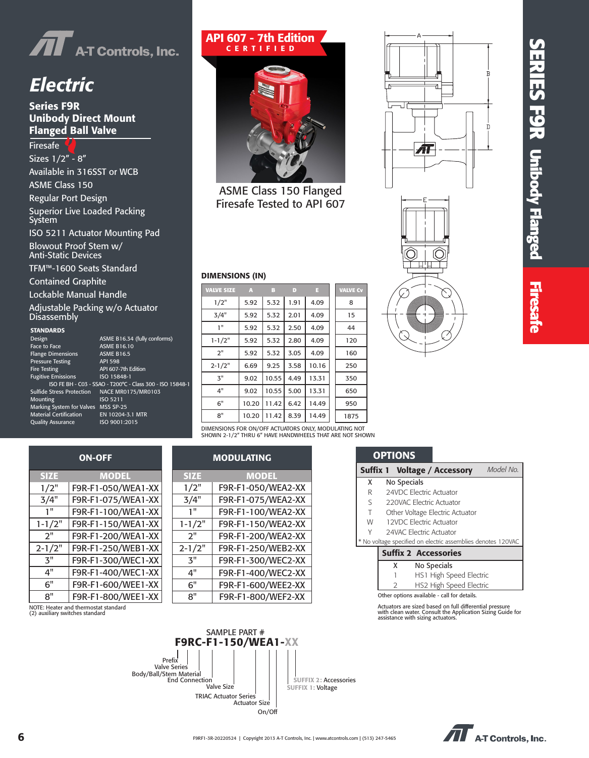# Electric

## Series F9R Unibody Direct Mount Flanged Ball Valve

- Firesafe
- Sizes 1/2" - 8"
- Available in 316SST or WCB
- ASME Class 150
- Regular Port Design
- Superior Live Loaded Packing System
- ISO 5211 Actuator Mounting Pad
- Blowout Proof Stem w/ Anti-Static Devices
- TFM™-1600 Seats Standard
- Contained Graphite
- Lockable Manual Handle
- Adjustable Packing w/o Actuator Disassembly

### STANDARDS

| | |
|---|---|
| Design | ASME B16.34 (fully conforms) |
| Face to Face | ASME B16.10 |
| Flange Dimensions | ASME B16.5 |
| Pressure Testing | API 598 |
| Fire Testing | API 607-7th Edition |
| Fugitive Emissions | ISO 15848-1 |
| | ISO FE BH - C03 - SSAO - T200°C - Class 300 - ISO 15848-1 |
| Sulfide Stress Protection | NACE MR0175/MR0103 |
| Mounting | ISO 5211 |
| Marking System for Valves | MSS SP-25 |
| Material Certification | EN 10204-3.1 MTR |
| Quality Assurance | ISO 9001:2015 |

**API 607 - 7th Edition CERTIFIED**

ASME Class 150 Flanged Firesafe Tested to API 607

### DIMENSIONS (IN)

| VALVE SIZE | A | B | D | E | VALVE Cv |
|---|---|---|---|---|---|
| 1/2" | 5.92 | 5.32 | 1.91 | 4.09 | 8 |
| 3/4" | 5.92 | 5.32 | 2.01 | 4.09 | 15 |
| 1" | 5.92 | 5.32 | 2.50 | 4.09 | 44 |
| 1-1/2" | 5.92 | 5.32 | 2.80 | 4.09 | 120 |
| 2" | 5.92 | 5.32 | 3.05 | 4.09 | 160 |
| 2-1/2" | 6.69 | 9.25 | 3.58 | 10.16 | 250 |
| 3" | 9.02 | 10.55 | 4.49 | 13.31 | 350 |
| 4" | 9.02 | 10.55 | 5.00 | 13.31 | 650 |
| 6" | 10.20 | 11.42 | 6.42 | 14.49 | 950 |
| 8" | 10.20 | 11.42 | 8.39 | 14.49 | 1875 |

DIMENSIONS FOR ON/OFF ACTUATORS ONLY, MODULATING NOT SHOWN 2-1/2" THRU 6" HAVE HANDWHEELS THAT ARE NOT SHOWN

### ON-OFF

| SIZE | MODEL |
|---|---|
| 1/2" | F9R-F1-050/WEA1-XX |
| 3/4" | F9R-F1-075/WEA1-XX |
| 1" | F9R-F1-100/WEA1-XX |
| 1-1/2" | F9R-F1-150/WEA1-XX |
| 2" | F9R-F1-200/WEA1-XX |
| 2-1/2" | F9R-F1-250/WEB1-XX |
| 3" | F9R-F1-300/WEC1-XX |
| 4" | F9R-F1-400/WEC1-XX |
| 6" | F9R-F1-600/WEE1-XX |
| 8" | F9R-F1-800/WEE1-XX |

NOTE: Heater and thermostat standard (2) auxiliary switches standard

### MODULATING

| SIZE | MODEL |
|---|---|
| 1/2" | F9R-F1-050/WEA2-XX |
| 3/4" | F9R-F1-075/WEA2-XX |
| 1" | F9R-F1-100/WEA2-XX |
| 1-1/2" | F9R-F1-150/WEA2-XX |
| 2" | F9R-F1-200/WEA2-XX |
| 2-1/2" | F9R-F1-250/WEB2-XX |
| 3" | F9R-F1-300/WEC2-XX |
| 4" | F9R-F1-400/WEC2-XX |
| 6" | F9R-F1-600/WEE2-XX |
| 8" | F9R-F1-800/WEF2-XX |

### OPTIONS

| Suffix 1 | Voltage / Accessory *Model No.* |
|---|---|
| X | No Specials |
| R | 24VDC Electric Actuator |
| S | 220VAC Electric Actuator |
| T | Other Voltage Electric Actuator |
| W | 12VDC Electric Actuator |
| Y | 24VAC Electric Actuator |

\* No voltage specified on electric assemblies denotes 120VAC

| Suffix 2 | Accessories |
|---|---|
| X | No Specials |
| 1 | HS1 High Speed Electric |
| 2 | HS2 High Speed Electric |

Other options available - call for details.

Actuators are sized based on full differential pressure with clean water. Consult the Application Sizing Guide for assistance with sizing actuators.

SAMPLE PART #
**F9RC-F1-150/WEA1-XX**

- Prefix
- Valve Series
- Body/Ball/Stem Material
- End Connection
- Valve Size
- TRIAC Actuator Series
- Actuator Size
- On/Off
- SUFFIX 1: Voltage
- SUFFIX 2: Accessories

F9RF1-3R-20220524 | Copyright 2013 A-T Controls, Inc. | www.atcontrols.com | (513) 247-5465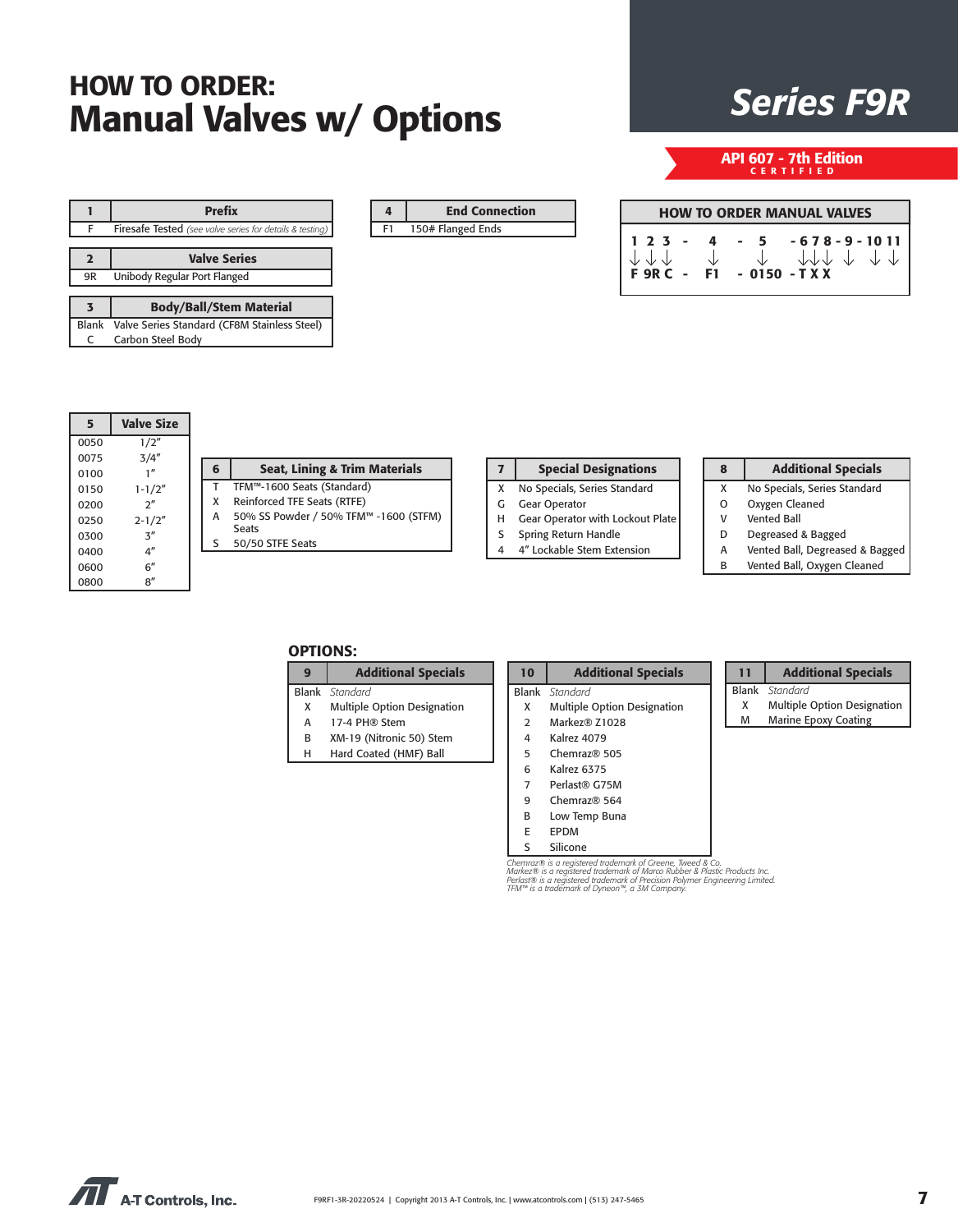# HOW TO ORDER:
# Manual Valves w/ Options

## Series F9R

**API 607 - 7th Edition CERTIFIED**

| 1 | Prefix |
|---|---|
| F | Firesafe Tested *(see valve series for details & testing)* |

| 2 | Valve Series |
|---|---|
| 9R | Unibody Regular Port Flanged |

| 3 | Body/Ball/Stem Material |
|---|---|
| Blank | Valve Series Standard (CF8M Stainless Steel) |
| C | Carbon Steel Body |

| 4 | End Connection |
|---|---|
| F1 | 150# Flanged Ends |

**HOW TO ORDER MANUAL VALVES**

```
1 2 3  -   4   -   5    - 6 7 8 - 9 - 10 11
↓ ↓ ↓      ↓       ↓      ↓ ↓ ↓   ↓    ↓  ↓
F 9R C -   F1  - 0150   - T X X
```

| 5 | Valve Size |
|---|---|
| 0050 | 1/2″ |
| 0075 | 3/4″ |
| 0100 | 1″ |
| 0150 | 1-1/2″ |
| 0200 | 2″ |
| 0250 | 2-1/2″ |
| 0300 | 3″ |
| 0400 | 4″ |
| 0600 | 6″ |
| 0800 | 8″ |

| 6 | Seat, Lining & Trim Materials |
|---|---|
| T | TFM™-1600 Seats (Standard) |
| X | Reinforced TFE Seats (RTFE) |
| A | 50% SS Powder / 50% TFM™ -1600 (STFM) Seats |
| S | 50/50 STFE Seats |

| 7 | Special Designations |
|---|---|
| X | No Specials, Series Standard |
| G | Gear Operator |
| H | Gear Operator with Lockout Plate |
| S | Spring Return Handle |
| 4 | 4″ Lockable Stem Extension |

| 8 | Additional Specials |
|---|---|
| X | No Specials, Series Standard |
| O | Oxygen Cleaned |
| V | Vented Ball |
| D | Degreased & Bagged |
| A | Vented Ball, Degreased & Bagged |
| B | Vented Ball, Oxygen Cleaned |

### OPTIONS:

| 9 | Additional Specials |
|---|---|
| Blank | *Standard* |
| X | Multiple Option Designation |
| A | 17-4 PH® Stem |
| B | XM-19 (Nitronic 50) Stem |
| H | Hard Coated (HMF) Ball |

| 10 | Additional Specials |
|---|---|
| Blank | *Standard* |
| X | Multiple Option Designation |
| 2 | Markez® Z1028 |
| 4 | Kalrez 4079 |
| 5 | Chemraz® 505 |
| 6 | Kalrez 6375 |
| 7 | Perlast® G75M |
| 9 | Chemraz® 564 |
| B | Low Temp Buna |
| E | EPDM |
| S | Silicone |

*Chemraz® is a registered trademark of Greene, Tweed & Co.*
*Markez® is a registered trademark of Marco Rubber & Plastic Products Inc.*
*Perlast® is a registered trademark of Precision Polymer Engineering Limited.*
*TFM™ is a trademark of Dyneon™, a 3M Company.*

| 11 | Additional Specials |
|---|---|
| Blank | *Standard* |
| X | Multiple Option Designation |
| M | Marine Epoxy Coating |

A-T Controls, Inc.

F9RF1-3R-20220524 | Copyright 2013 A-T Controls, Inc. | www.atcontrols.com | (513) 247-5465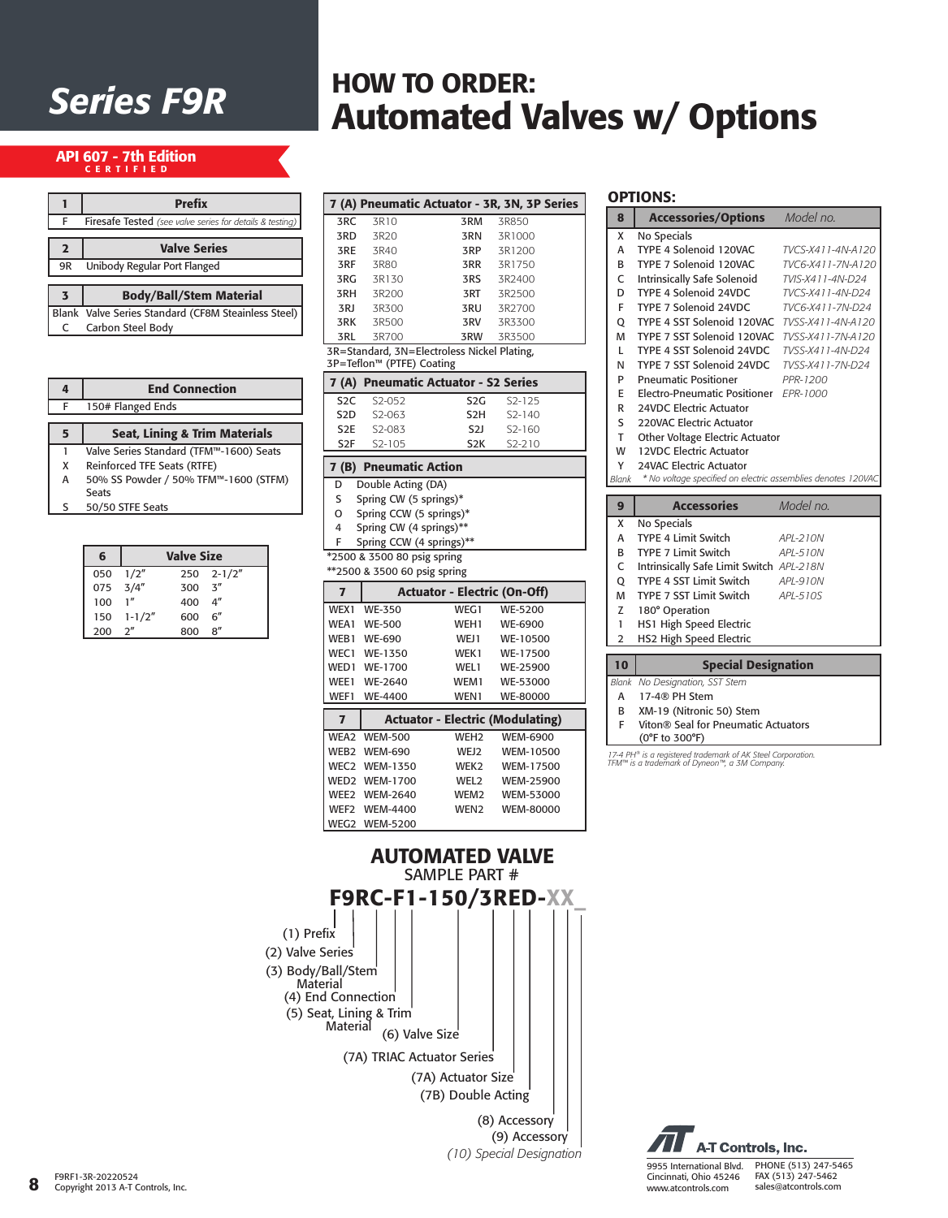# Series F9R

**API 607 - 7th Edition CERTIFIED**

# HOW TO ORDER:
## Automated Valves w/ Options

| 1 | Prefix |
|---|---|
| F | Firesafe Tested *(see valve series for details & testing)* |

| 2 | Valve Series |
|---|---|
| 9R | Unibody Regular Port Flanged |

| 3 | Body/Ball/Stem Material |
|---|---|
| Blank | Valve Series Standard (CF8M Steainless Steel) |
| C | Carbon Steel Body |

| 4 | End Connection |
|---|---|
| F | 150# Flanged Ends |

| 5 | Seat, Lining & Trim Materials |
|---|---|
| 1 | Valve Series Standard (TFM™-1600) Seats |
| X | Reinforced TFE Seats (RTFE) |
| A | 50% SS Powder / 50% TFM™-1600 (STFM) Seats |
| S | 50/50 STFE Seats |

| 6 | Valve Size | | |
|---|---|---|---|
| 050 | 1/2" | 250 | 2-1/2" |
| 075 | 3/4" | 300 | 3" |
| 100 | 1" | 400 | 4" |
| 150 | 1-1/2" | 600 | 6" |
| 200 | 2" | 800 | 8" |

| 7 (A) Pneumatic Actuator - 3R, 3N, 3P Series | | | |
|---|---|---|---|
| 3RC | 3R10 | 3RM | 3R850 |
| 3RD | 3R20 | 3RN | 3R1000 |
| 3RE | 3R40 | 3RP | 3R1200 |
| 3RF | 3R80 | 3RR | 3R1750 |
| 3RG | 3R130 | 3RS | 3R2400 |
| 3RH | 3R200 | 3RT | 3R2500 |
| 3RJ | 3R300 | 3RU | 3R2700 |
| 3RK | 3R500 | 3RV | 3R3300 |
| 3RL | 3R700 | 3RW | 3R3500 |

3R=Standard, 3N=Electroless Nickel Plating, 3P=Teflon™ (PTFE) Coating

| 7 (A) Pneumatic Actuator - S2 Series | | | |
|---|---|---|---|
| S2C | S2-052 | S2G | S2-125 |
| S2D | S2-063 | S2H | S2-140 |
| S2E | S2-083 | S2J | S2-160 |
| S2F | S2-105 | S2K | S2-210 |

| 7 (B) | Pneumatic Action |
|---|---|
| D | Double Acting (DA) |
| S | Spring CW (5 springs)* |
| O | Spring CCW (5 springs)* |
| 4 | Spring CW (4 springs)** |
| F | Spring CCW (4 springs)** |

*2500 & 3500 80 psig spring
**2500 & 3500 60 psig spring

| 7 | Actuator - Electric (On-Off) | | |
|---|---|---|---|
| WEX1 | WE-350 | WEG1 | WE-5200 |
| WEA1 | WE-500 | WEH1 | WE-6900 |
| WEB1 | WE-690 | WEJ1 | WE-10500 |
| WEC1 | WE-1350 | WEK1 | WE-17500 |
| WED1 | WE-1700 | WEL1 | WE-25900 |
| WEE1 | WE-2640 | WEM1 | WE-53000 |
| WEF1 | WE-4400 | WEN1 | WE-80000 |

| 7 | Actuator - Electric (Modulating) | | |
|---|---|---|---|
| WEA2 | WEM-500 | WEH2 | WEM-6900 |
| WEB2 | WEM-690 | WEJ2 | WEM-10500 |
| WEC2 | WEM-1350 | WEK2 | WEM-17500 |
| WED2 | WEM-1700 | WEL2 | WEM-25900 |
| WEE2 | WEM-2640 | WEM2 | WEM-53000 |
| WEF2 | WEM-4400 | WEN2 | WEM-80000 |
| WEG2 | WEM-5200 | | |

## OPTIONS:

| 8 | Accessories/Options | *Model no.* |
|---|---|---|
| X | No Specials | |
| A | TYPE 4 Solenoid 120VAC | *TVCS-X411-4N-A120* |
| B | TYPE 7 Solenoid 120VAC | *TVC6-X411-7N-A120* |
| C | Intrinsically Safe Solenoid | *TVIS-X411-4N-D24* |
| D | TYPE 4 Solenoid 24VDC | *TVCS-X411-4N-D24* |
| F | TYPE 7 Solenoid 24VDC | *TVC6-X411-7N-D24* |
| Q | TYPE 4 SST Solenoid 120VAC | *TVSS-X411-4N-A120* |
| M | TYPE 7 SST Solenoid 120VAC | *TVSS-X411-7N-A120* |
| L | TYPE 4 SST Solenoid 24VDC | *TVSS-X411-4N-D24* |
| N | TYPE 7 SST Solenoid 24VDC | *TVSS-X411-7N-D24* |
| P | Pneumatic Positioner | *PPR-1200* |
| E | Electro-Pneumatic Positioner | *EPR-1000* |
| R | 24VDC Electric Actuator | |
| S | 220VAC Electric Actuator | |
| T | Other Voltage Electric Actuator | |
| W | 12VDC Electric Actuator | |
| Y | 24VAC Electric Actuator | |
| *Blank* | *\* No voltage specified on electric assemblies denotes 120VAC* | |

| 9 | Accessories | *Model no.* |
|---|---|---|
| X | No Specials | |
| A | TYPE 4 Limit Switch | *APL-210N* |
| B | TYPE 7 Limit Switch | *APL-510N* |
| C | Intrinsically Safe Limit Switch | *APL-218N* |
| Q | TYPE 4 SST Limit Switch | *APL-910N* |
| M | TYPE 7 SST Limit Switch | *APL-510S* |
| Z | 180° Operation | |
| 1 | HS1 High Speed Electric | |
| 2 | HS2 High Speed Electric | |

| 10 | Special Designation |
|---|---|
| *Blank* | *No Designation, SST Stem* |
| A | 17-4® PH Stem |
| B | XM-19 (Nitronic 50) Stem |
| F | Viton® Seal for Pneumatic Actuators (0°F to 300°F) |

*17-4 PH® is a registered trademark of AK Steel Corporation.*
*TFM™ is a trademark of Dyneon™, a 3M Company.*

## AUTOMATED VALVE
SAMPLE PART #

**F9RC-F1-150/3RED-XX_**

- (1) Prefix
- (2) Valve Series
- (3) Body/Ball/Stem Material
- (4) End Connection
- (5) Seat, Lining & Trim Material
- (6) Valve Size
- (7A) TRIAC Actuator Series
- (7A) Actuator Size
- (7B) Double Acting
- (8) Accessory
- (9) Accessory
- *(10) Special Designation*

A-T Controls, Inc.
9955 International Blvd.
Cincinnati, Ohio 45246
www.atcontrols.com
PHONE (513) 247-5465
FAX (513) 247-5462
sales@atcontrols.com

F9RF1-3R-20220524
Copyright 2013 A-T Controls, Inc.